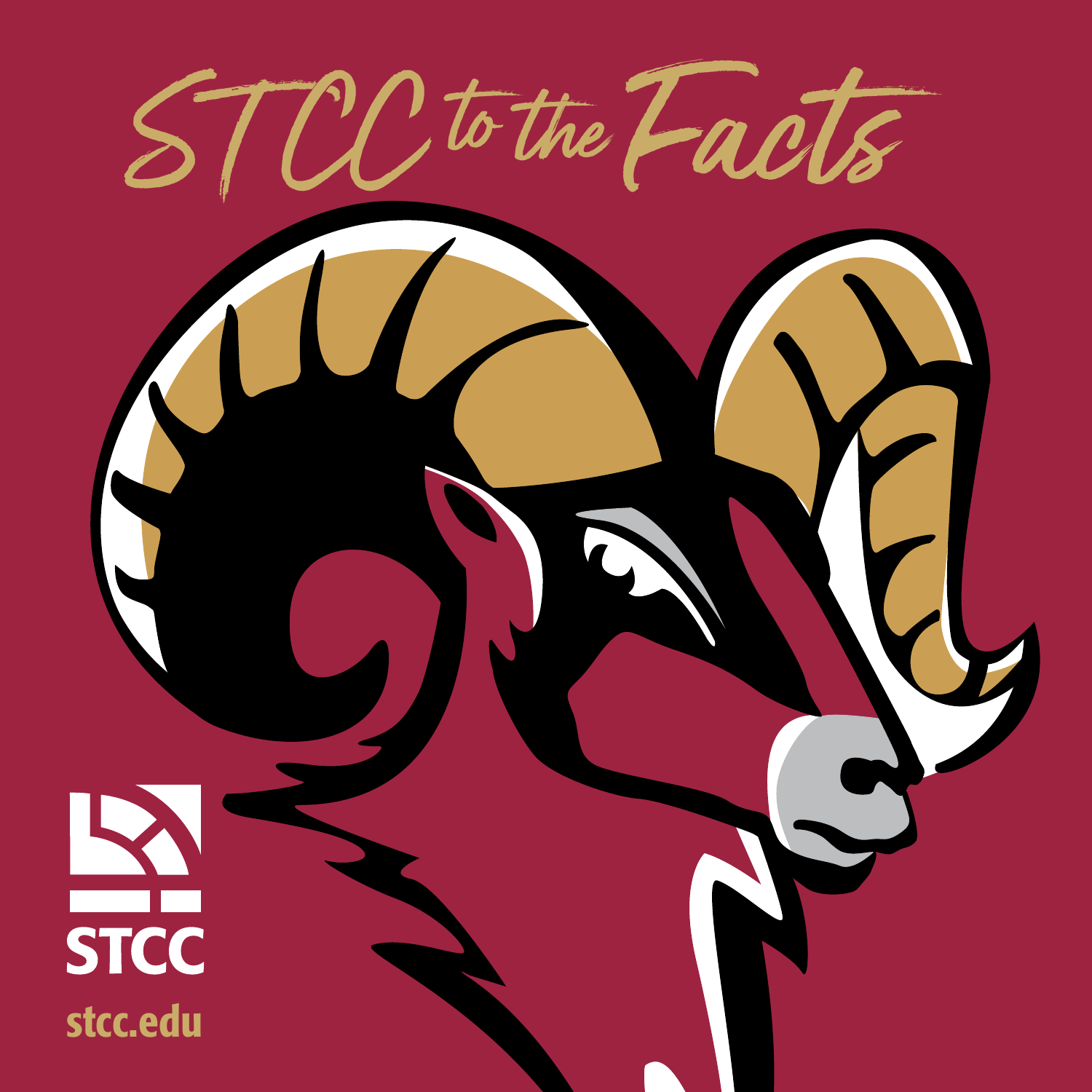# STCC to the Facts

STCC

stcc.edu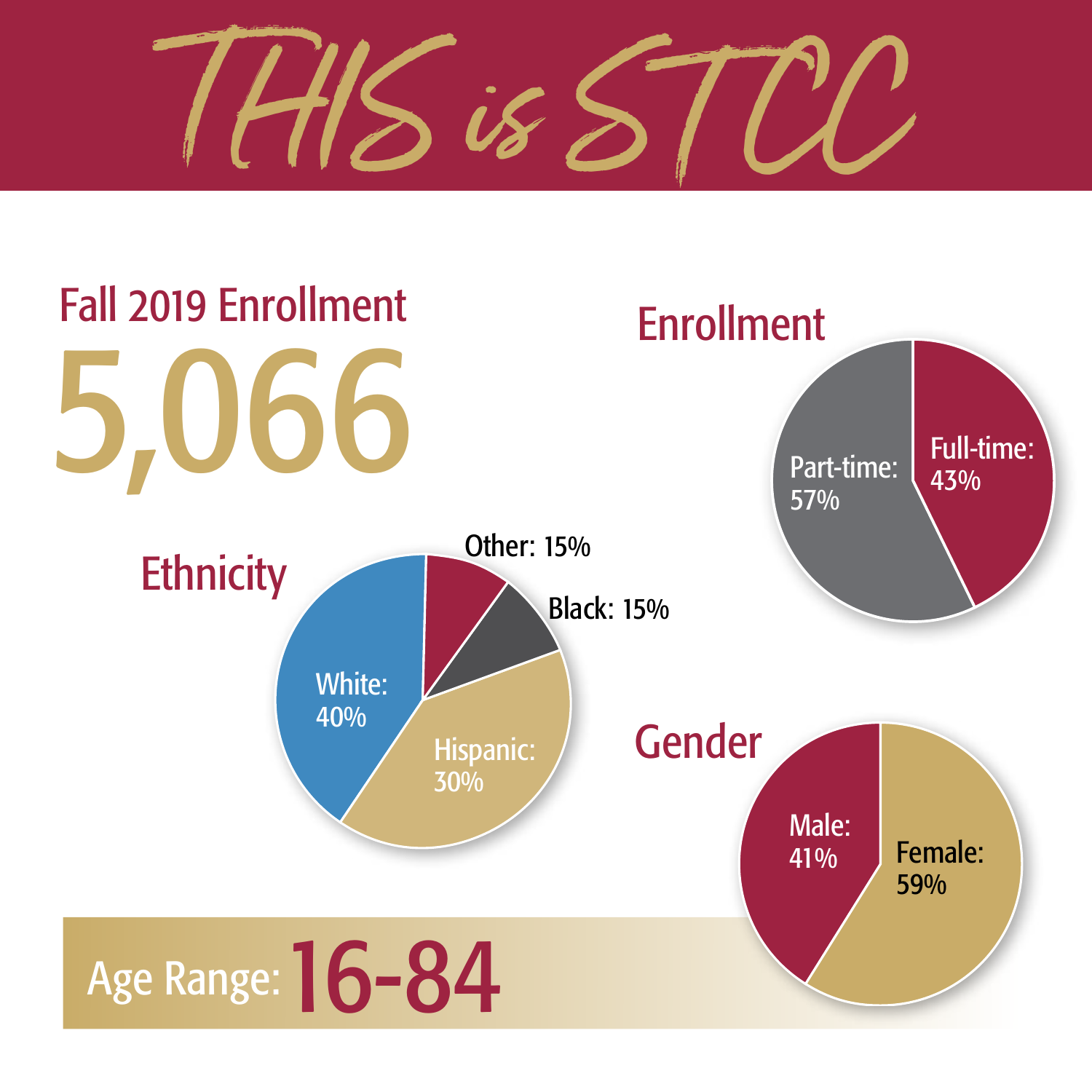# THIS is STCC

## Fall 2019 Enrollment

5,066

## Enrollment

Part-time: 57%

Full-time: 43%

## Ethnicity

White: 40%

Hispanic: 30%

Other: 15%

Black: 15%

## Gender

Male: 41%

Female: 59%

Age Range: 16-84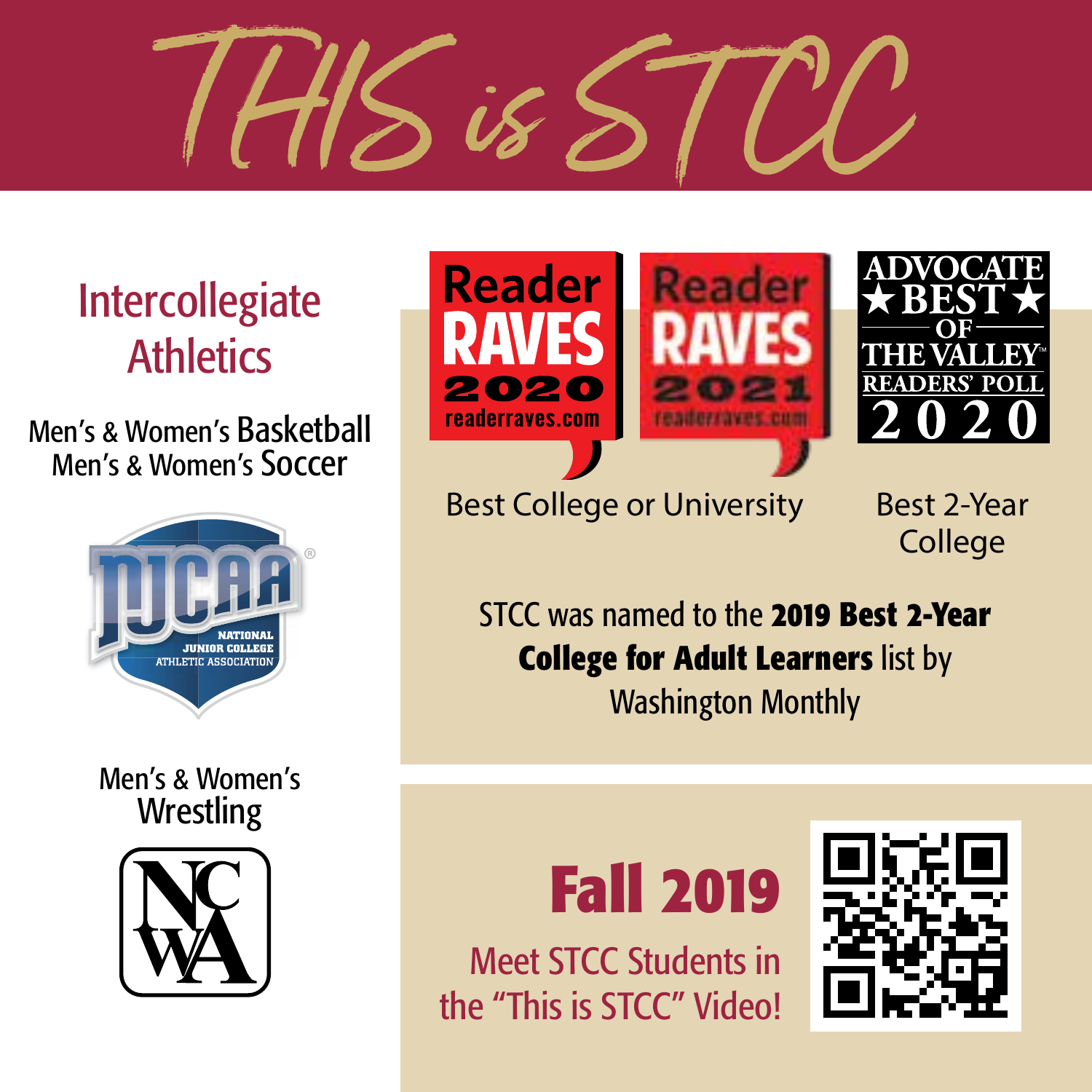# THIS is STCC

## Intercollegiate Athletics

Men's & Women's Basketball
Men's & Women's Soccer

NJCAA
NATIONAL JUNIOR COLLEGE ATHLETIC ASSOCIATION

Men's & Women's Wrestling

NCWA

Reader RAVES 2020 readerraves.com

Reader RAVES 2021 readerraves.com

Best College or University

ADVOCATE ★BEST★ OF THE VALLEY™ READERS' POLL 2020

Best 2-Year College

STCC was named to the **2019 Best 2-Year College for Adult Learners** list by Washington Monthly

## Fall 2019

Meet STCC Students in the "This is STCC" Video!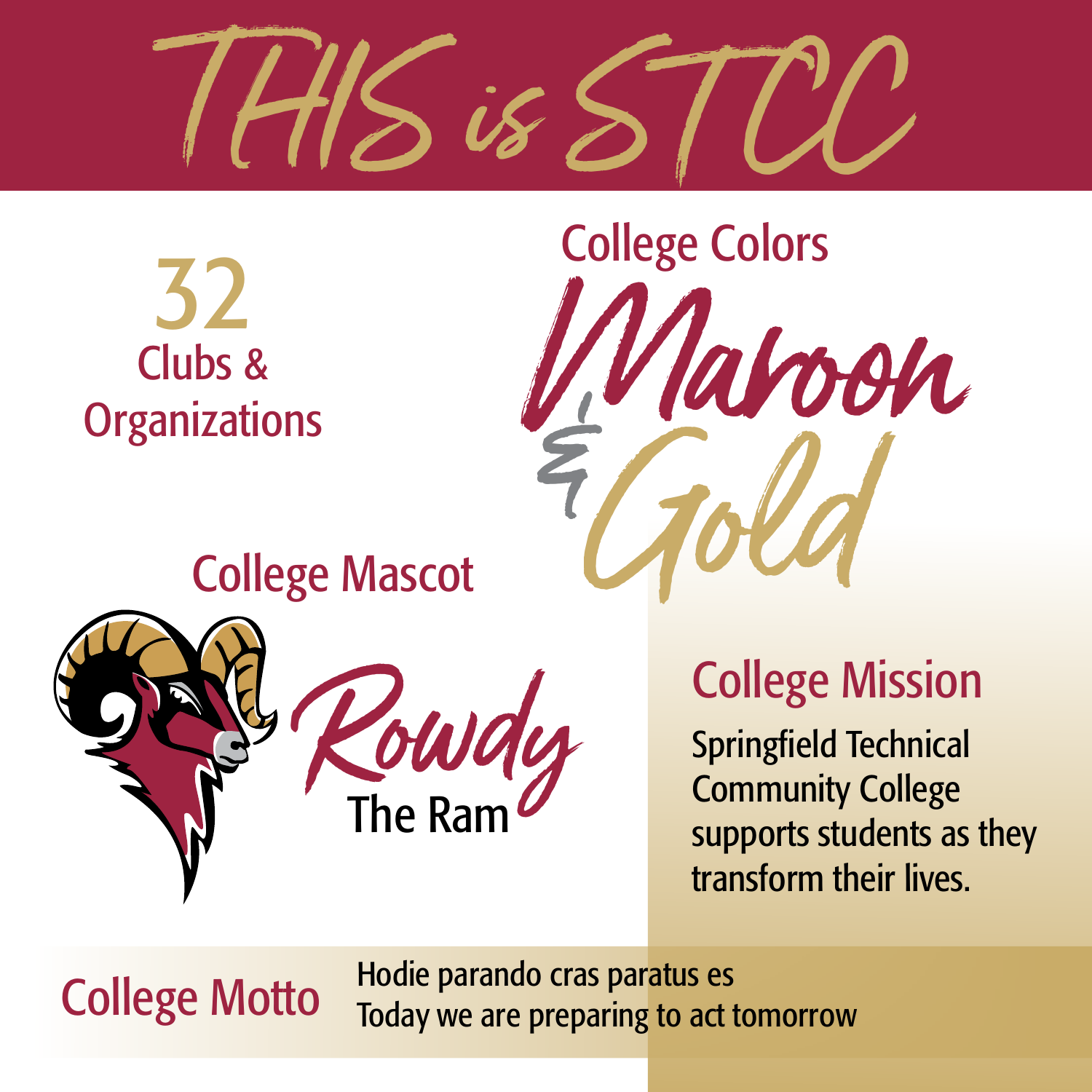# THIS is STCC

**32**
Clubs & Organizations

## College Colors

Maroon & Gold

## College Mascot

Rowdy
The Ram

## College Mission

Springfield Technical Community College supports students as they transform their lives.

## College Motto

Hodie parando cras paratus es
Today we are preparing to act tomorrow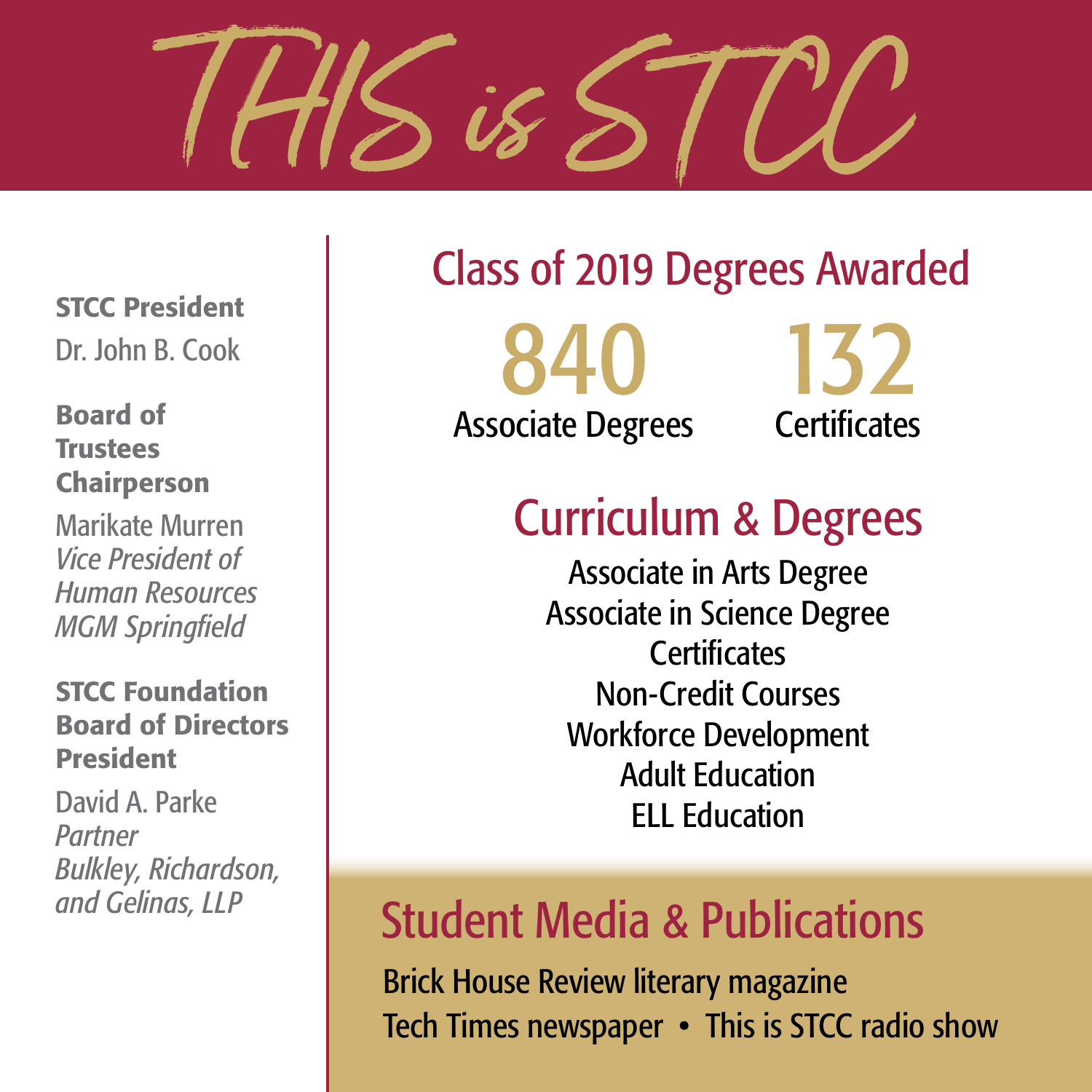# THIS is STCC

**STCC President**

Dr. John B. Cook

**Board of Trustees Chairperson**

Marikate Murren
*Vice President of Human Resources*
*MGM Springfield*

**STCC Foundation Board of Directors President**

David A. Parke
*Partner*
*Bulkley, Richardson, and Gelinas, LLP*

## Class of 2019 Degrees Awarded

**840**
Associate Degrees

**132**
Certificates

## Curriculum & Degrees

Associate in Arts Degree
Associate in Science Degree
Certificates
Non-Credit Courses
Workforce Development
Adult Education
ELL Education

## Student Media & Publications

Brick House Review literary magazine
Tech Times newspaper • This is STCC radio show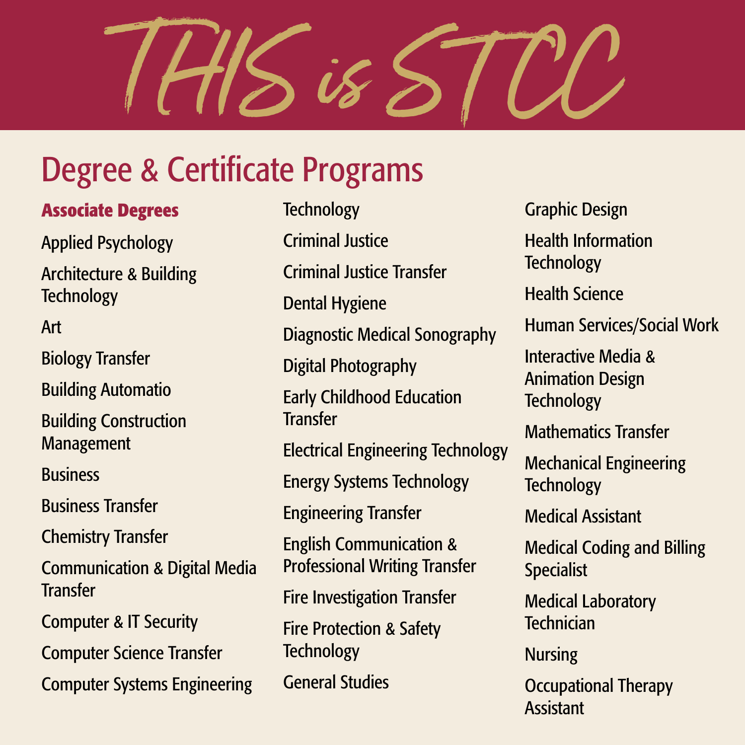# THIS is STCC

## Degree & Certificate Programs

### Associate Degrees

- Applied Psychology
- Architecture & Building Technology
- Art
- Biology Transfer
- Building Automatio
- Building Construction Management
- Business
- Business Transfer
- Chemistry Transfer
- Communication & Digital Media Transfer
- Computer & IT Security
- Computer Science Transfer
- Computer Systems Engineering Technology
- Criminal Justice
- Criminal Justice Transfer
- Dental Hygiene
- Diagnostic Medical Sonography
- Digital Photography
- Early Childhood Education Transfer
- Electrical Engineering Technology
- Energy Systems Technology
- Engineering Transfer
- English Communication & Professional Writing Transfer
- Fire Investigation Transfer
- Fire Protection & Safety Technology
- General Studies
- Graphic Design
- Health Information Technology
- Health Science
- Human Services/Social Work
- Interactive Media & Animation Design Technology
- Mathematics Transfer
- Mechanical Engineering Technology
- Medical Assistant
- Medical Coding and Billing Specialist
- Medical Laboratory Technician
- Nursing
- Occupational Therapy Assistant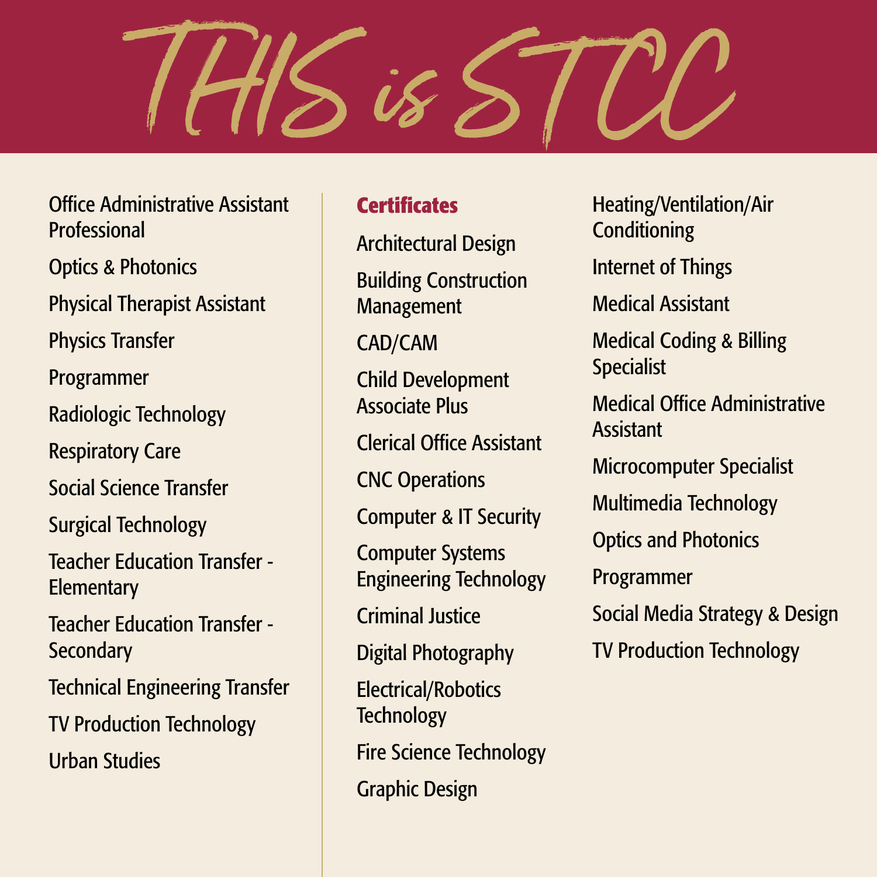# THIS is STCC

- Office Administrative Assistant Professional
- Optics & Photonics
- Physical Therapist Assistant
- Physics Transfer
- Programmer
- Radiologic Technology
- Respiratory Care
- Social Science Transfer
- Surgical Technology
- Teacher Education Transfer - Elementary
- Teacher Education Transfer - Secondary
- Technical Engineering Transfer
- TV Production Technology
- Urban Studies

## Certificates

- Architectural Design
- Building Construction Management
- CAD/CAM
- Child Development Associate Plus
- Clerical Office Assistant
- CNC Operations
- Computer & IT Security
- Computer Systems Engineering Technology
- Criminal Justice
- Digital Photography
- Electrical/Robotics Technology
- Fire Science Technology
- Graphic Design
- Heating/Ventilation/Air Conditioning
- Internet of Things
- Medical Assistant
- Medical Coding & Billing Specialist
- Medical Office Administrative Assistant
- Microcomputer Specialist
- Multimedia Technology
- Optics and Photonics
- Programmer
- Social Media Strategy & Design
- TV Production Technology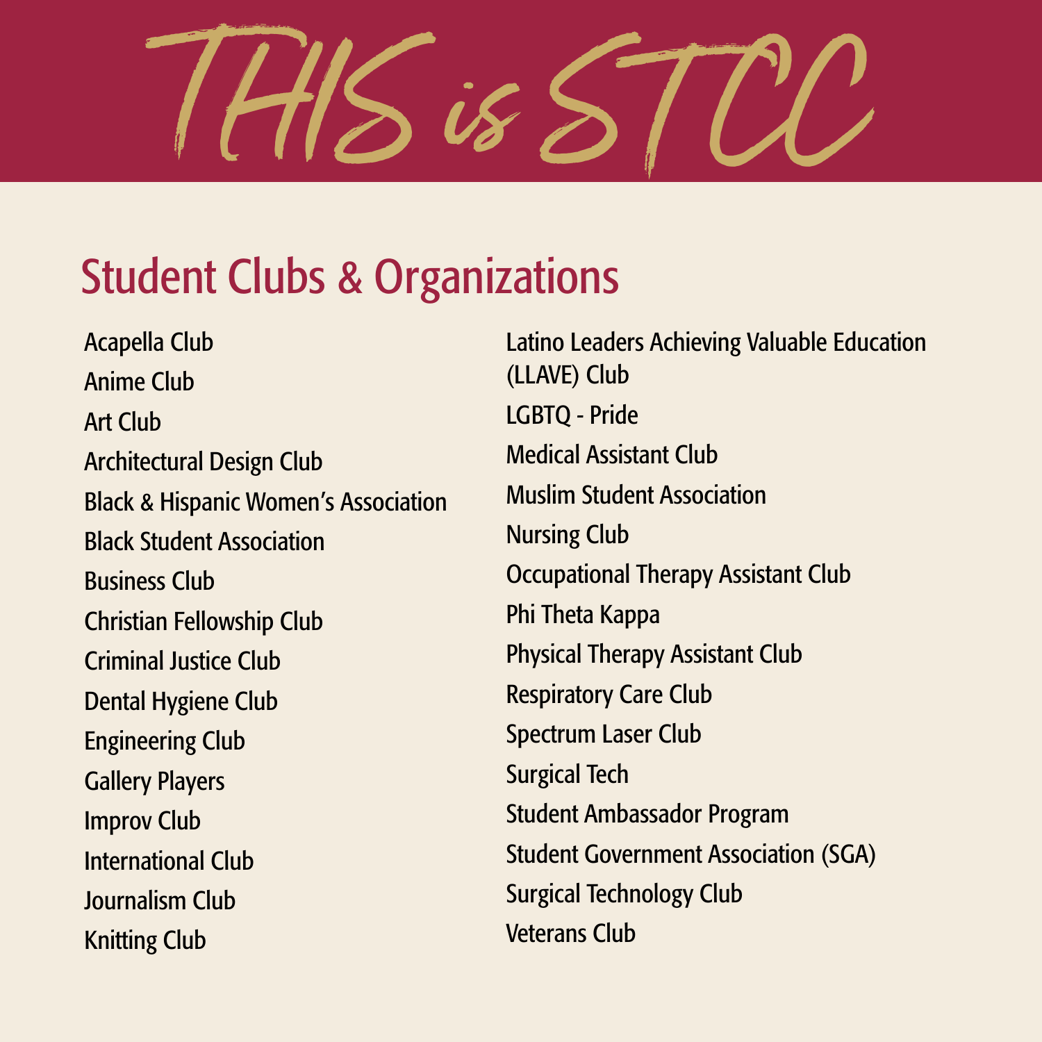# THIS is STCC

## Student Clubs & Organizations

- Acapella Club
- Anime Club
- Art Club
- Architectural Design Club
- Black & Hispanic Women's Association
- Black Student Association
- Business Club
- Christian Fellowship Club
- Criminal Justice Club
- Dental Hygiene Club
- Engineering Club
- Gallery Players
- Improv Club
- International Club
- Journalism Club
- Knitting Club
- Latino Leaders Achieving Valuable Education (LLAVE) Club
- LGBTQ - Pride
- Medical Assistant Club
- Muslim Student Association
- Nursing Club
- Occupational Therapy Assistant Club
- Phi Theta Kappa
- Physical Therapy Assistant Club
- Respiratory Care Club
- Spectrum Laser Club
- Surgical Tech
- Student Ambassador Program
- Student Government Association (SGA)
- Surgical Technology Club
- Veterans Club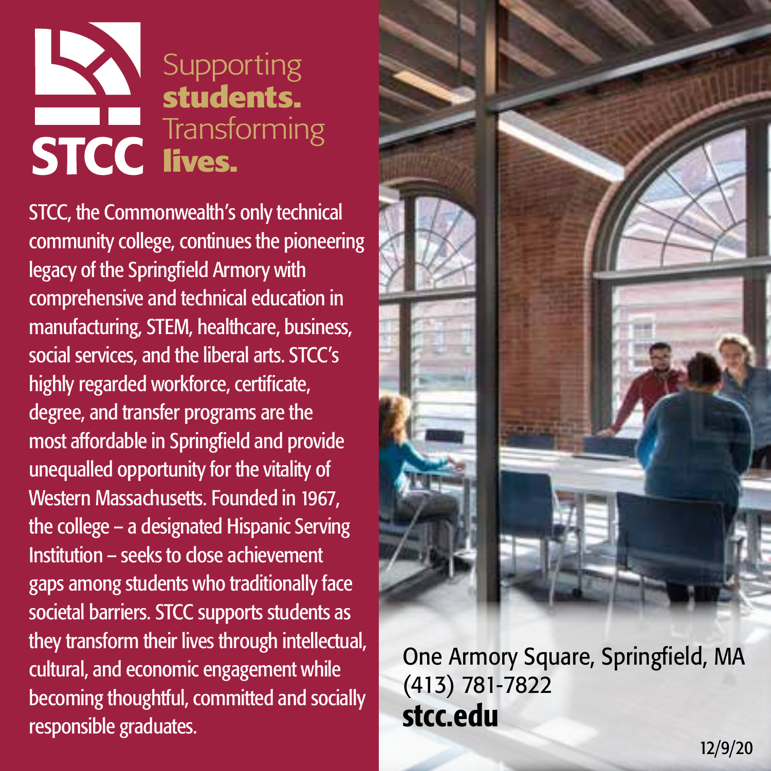# STCC

**Supporting students. Transforming lives.**

STCC, the Commonwealth's only technical community college, continues the pioneering legacy of the Springfield Armory with comprehensive and technical education in manufacturing, STEM, healthcare, business, social services, and the liberal arts. STCC's highly regarded workforce, certificate, degree, and transfer programs are the most affordable in Springfield and provide unequalled opportunity for the vitality of Western Massachusetts. Founded in 1967, the college – a designated Hispanic Serving Institution – seeks to close achievement gaps among students who traditionally face societal barriers. STCC supports students as they transform their lives through intellectual, cultural, and economic engagement while becoming thoughtful, committed and socially responsible graduates.

One Armory Square, Springfield, MA
(413) 781-7822
**stcc.edu**

12/9/20